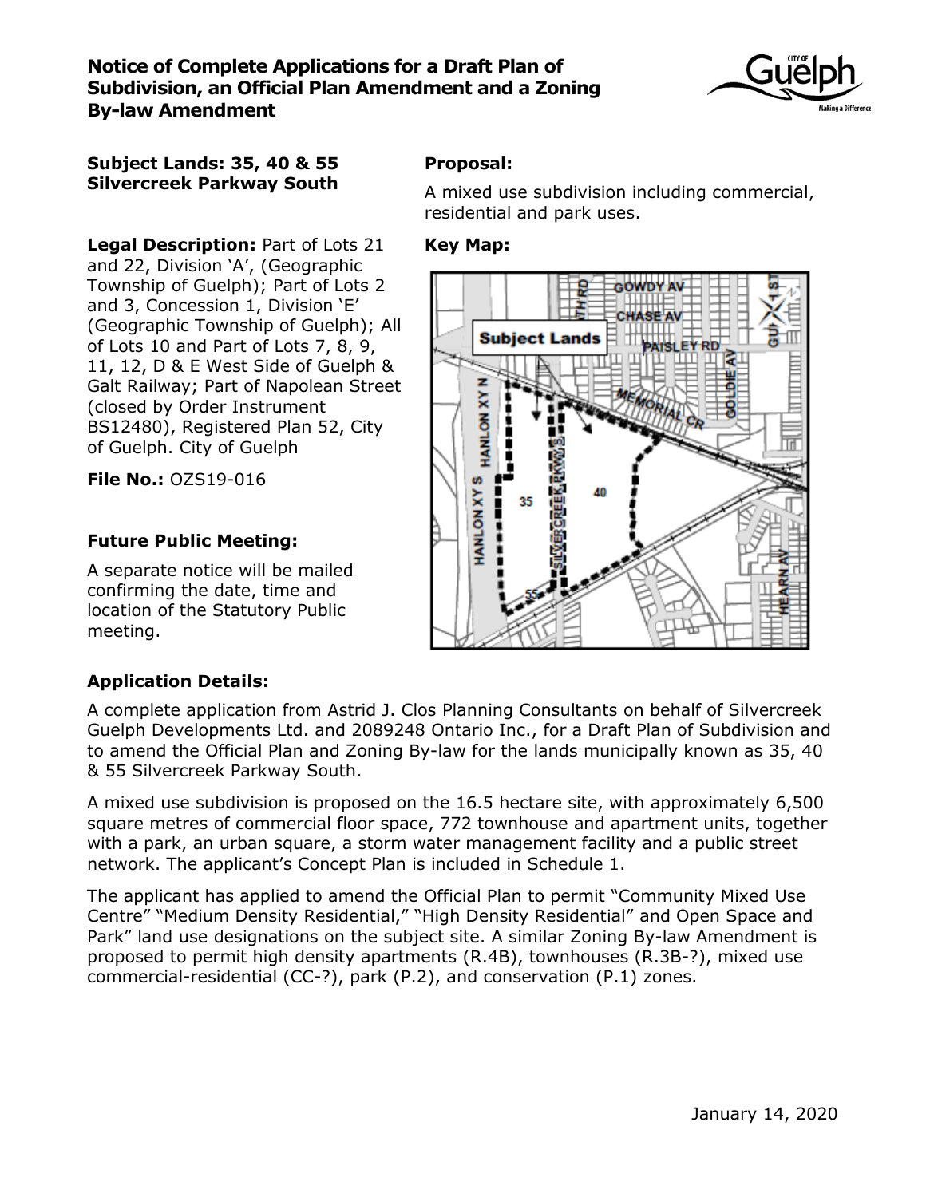# Notice of Complete Applications for a Draft Plan of Subdivision, an Official Plan Amendment and a Zoning By-law Amendment

**Subject Lands: 35, 40 & 55 Silvercreek Parkway South**

**Legal Description:** Part of Lots 21 and 22, Division 'A', (Geographic Township of Guelph); Part of Lots 2 and 3, Concession 1, Division 'E' (Geographic Township of Guelph); All of Lots 10 and Part of Lots 7, 8, 9, 11, 12, D & E West Side of Guelph & Galt Railway; Part of Napolean Street (closed by Order Instrument BS12480), Registered Plan 52, City of Guelph. City of Guelph

**File No.:** OZS19-016

### Future Public Meeting:

A separate notice will be mailed confirming the date, time and location of the Statutory Public meeting.

### Proposal:

A mixed use subdivision including commercial, residential and park uses.

### Key Map:

### Application Details:

A complete application from Astrid J. Clos Planning Consultants on behalf of Silvercreek Guelph Developments Ltd. and 2089248 Ontario Inc., for a Draft Plan of Subdivision and to amend the Official Plan and Zoning By-law for the lands municipally known as 35, 40 & 55 Silvercreek Parkway South.

A mixed use subdivision is proposed on the 16.5 hectare site, with approximately 6,500 square metres of commercial floor space, 772 townhouse and apartment units, together with a park, an urban square, a storm water management facility and a public street network. The applicant's Concept Plan is included in Schedule 1.

The applicant has applied to amend the Official Plan to permit "Community Mixed Use Centre" "Medium Density Residential," "High Density Residential" and Open Space and Park" land use designations on the subject site. A similar Zoning By-law Amendment is proposed to permit high density apartments (R.4B), townhouses (R.3B-?), mixed use commercial-residential (CC-?), park (P.2), and conservation (P.1) zones.

January 14, 2020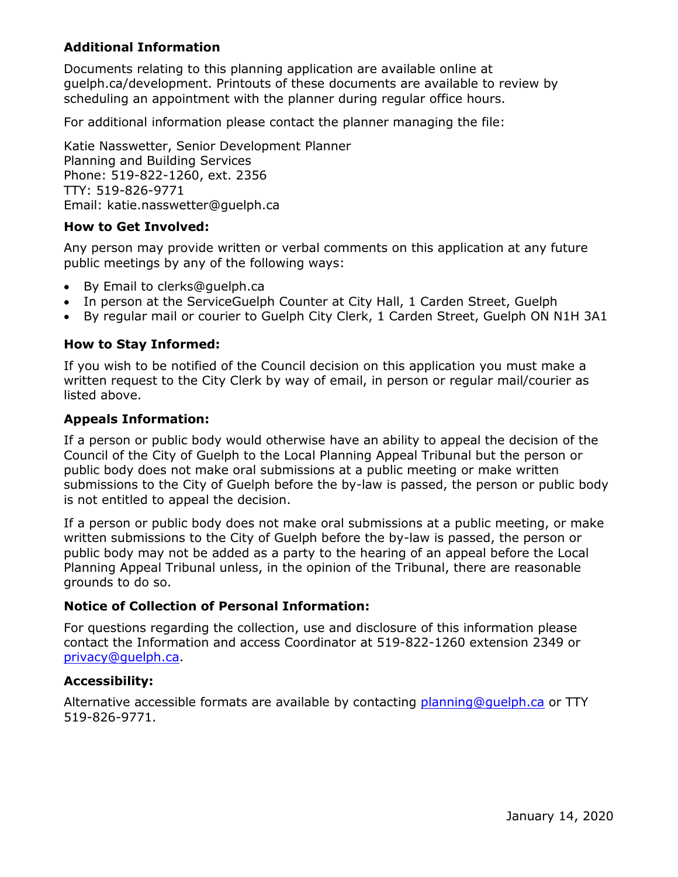### Additional Information

Documents relating to this planning application are available online at guelph.ca/development. Printouts of these documents are available to review by scheduling an appointment with the planner during regular office hours.

For additional information please contact the planner managing the file:

Katie Nasswetter, Senior Development Planner
Planning and Building Services
Phone: 519-822-1260, ext. 2356
TTY: 519-826-9771
Email: katie.nasswetter@guelph.ca

### How to Get Involved:

Any person may provide written or verbal comments on this application at any future public meetings by any of the following ways:

- By Email to clerks@guelph.ca
- In person at the ServiceGuelph Counter at City Hall, 1 Carden Street, Guelph
- By regular mail or courier to Guelph City Clerk, 1 Carden Street, Guelph ON N1H 3A1

### How to Stay Informed:

If you wish to be notified of the Council decision on this application you must make a written request to the City Clerk by way of email, in person or regular mail/courier as listed above.

### Appeals Information:

If a person or public body would otherwise have an ability to appeal the decision of the Council of the City of Guelph to the Local Planning Appeal Tribunal but the person or public body does not make oral submissions at a public meeting or make written submissions to the City of Guelph before the by-law is passed, the person or public body is not entitled to appeal the decision.

If a person or public body does not make oral submissions at a public meeting, or make written submissions to the City of Guelph before the by-law is passed, the person or public body may not be added as a party to the hearing of an appeal before the Local Planning Appeal Tribunal unless, in the opinion of the Tribunal, there are reasonable grounds to do so.

### Notice of Collection of Personal Information:

For questions regarding the collection, use and disclosure of this information please contact the Information and access Coordinator at 519-822-1260 extension 2349 or privacy@guelph.ca.

### Accessibility:

Alternative accessible formats are available by contacting planning@guelph.ca or TTY 519-826-9771.

January 14, 2020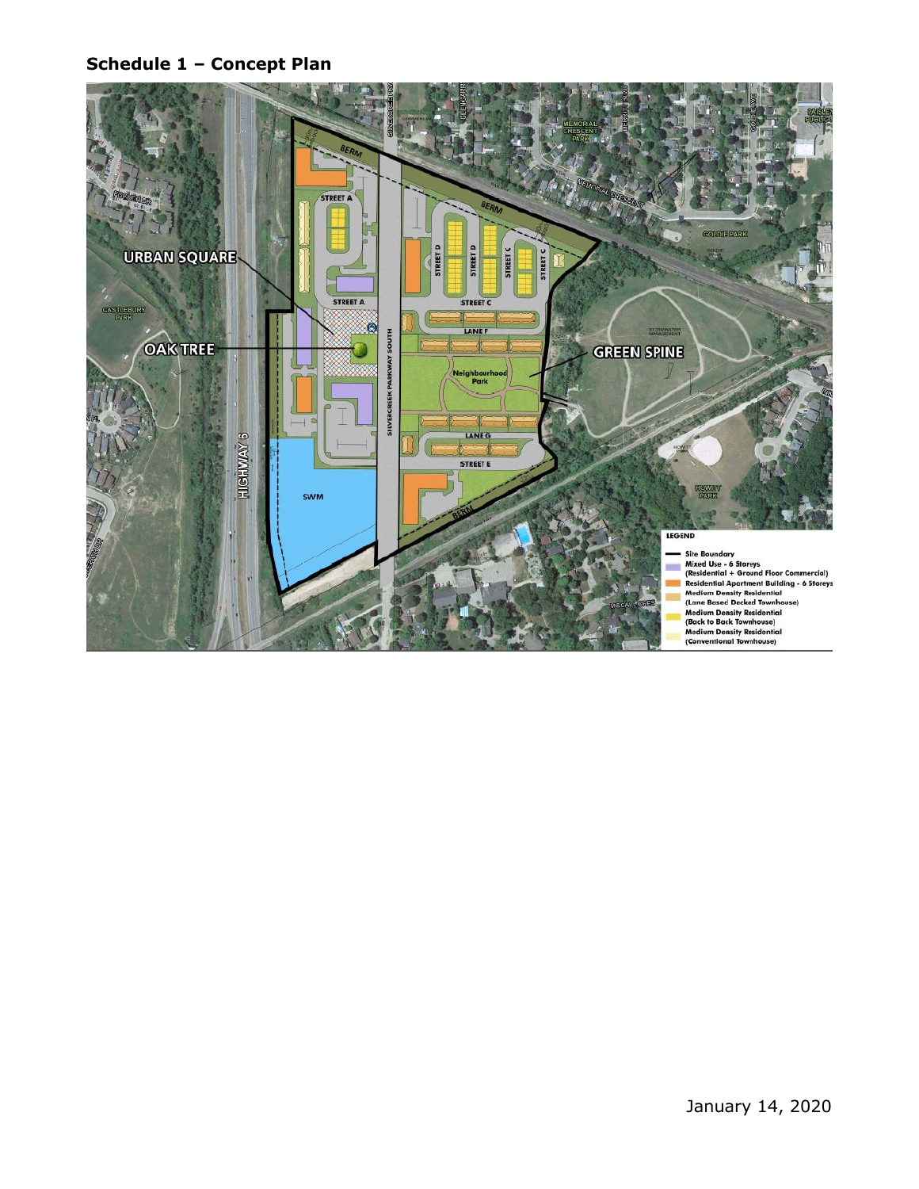## Schedule 1 – Concept Plan

URBAN SQUARE

OAK TREE

GREEN SPINE

HIGHWAY 6

SILVERCREEK PARKWAY SOUTH

BERM

STREET A

STREET C

STREET D

STREET E

LANE F

LANE G

Neighbourhood Park

SWM

LEGEND

Site Boundary

Mixed Use - 6 Storeys (Residential + Ground Floor Commercial)

Residential Apartment Building - 6 Storeys

Medium Density Residential (Lane Based Decked Townhouse)

Medium Density Residential (Back to Back Townhouse)

Medium Density Residential (Conventional Townhouse)

January 14, 2020